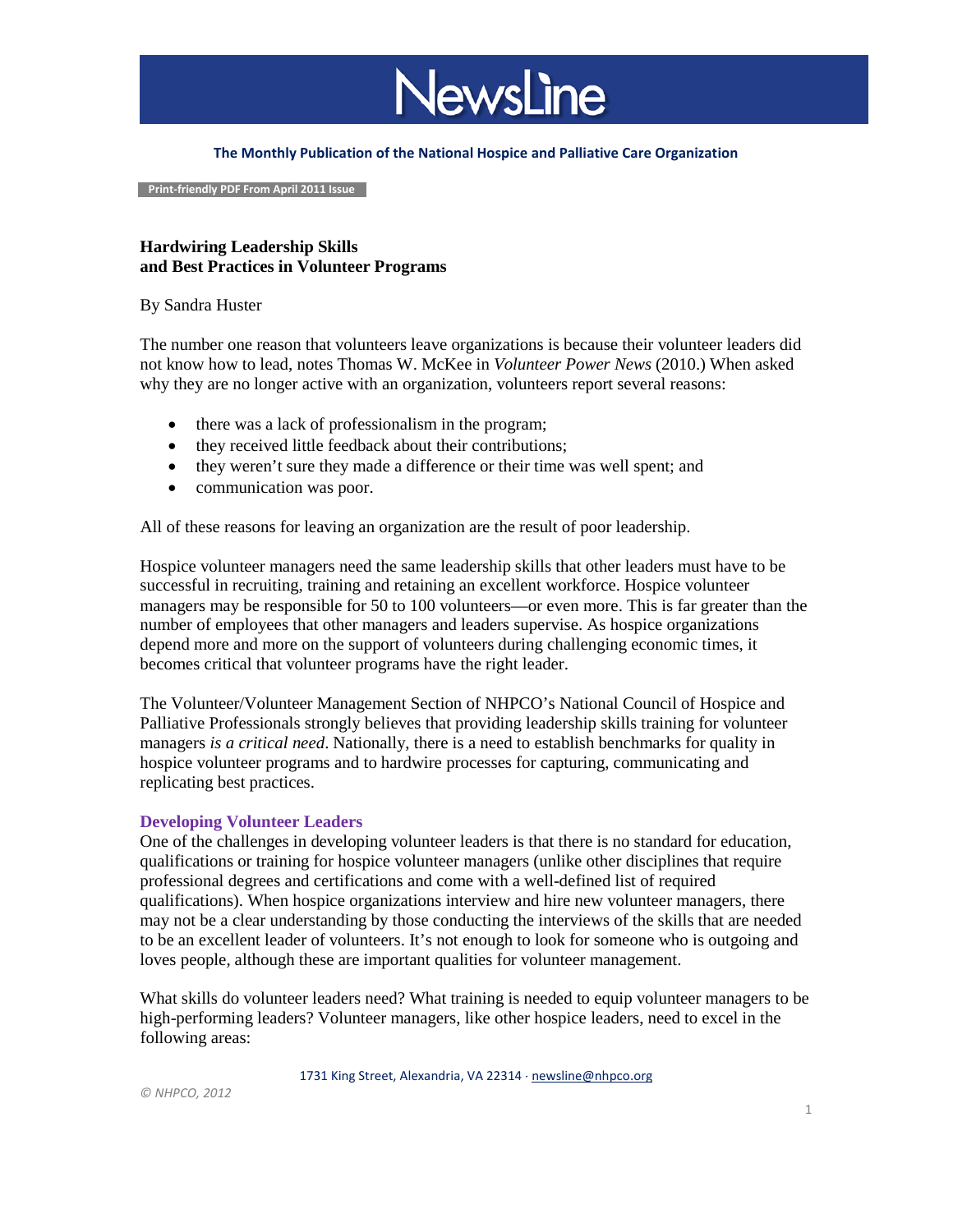# NewsLine

**The Monthly Publication of the National Hospice and Palliative Care Organization**

**Print-friendly PDF From April 2011 Issue**

## Hardwiring Leadership Skills and Best Practices in Volunteer Programs

By Sandra Huster

The number one reason that volunteers leave organizations is because their volunteer leaders did not know how to lead, notes Thomas W. McKee in *Volunteer Power News* (2010.) When asked why they are no longer active with an organization, volunteers report several reasons:

- there was a lack of professionalism in the program;
- they received little feedback about their contributions;
- they weren't sure they made a difference or their time was well spent; and
- communication was poor.

All of these reasons for leaving an organization are the result of poor leadership.

Hospice volunteer managers need the same leadership skills that other leaders must have to be successful in recruiting, training and retaining an excellent workforce. Hospice volunteer managers may be responsible for 50 to 100 volunteers—or even more. This is far greater than the number of employees that other managers and leaders supervise. As hospice organizations depend more and more on the support of volunteers during challenging economic times, it becomes critical that volunteer programs have the right leader.

The Volunteer/Volunteer Management Section of NHPCO's National Council of Hospice and Palliative Professionals strongly believes that providing leadership skills training for volunteer managers *is a critical need*. Nationally, there is a need to establish benchmarks for quality in hospice volunteer programs and to hardwire processes for capturing, communicating and replicating best practices.

### Developing Volunteer Leaders

One of the challenges in developing volunteer leaders is that there is no standard for education, qualifications or training for hospice volunteer managers (unlike other disciplines that require professional degrees and certifications and come with a well-defined list of required qualifications). When hospice organizations interview and hire new volunteer managers, there may not be a clear understanding by those conducting the interviews of the skills that are needed to be an excellent leader of volunteers. It's not enough to look for someone who is outgoing and loves people, although these are important qualities for volunteer management.

What skills do volunteer leaders need? What training is needed to equip volunteer managers to be high-performing leaders? Volunteer managers, like other hospice leaders, need to excel in the following areas: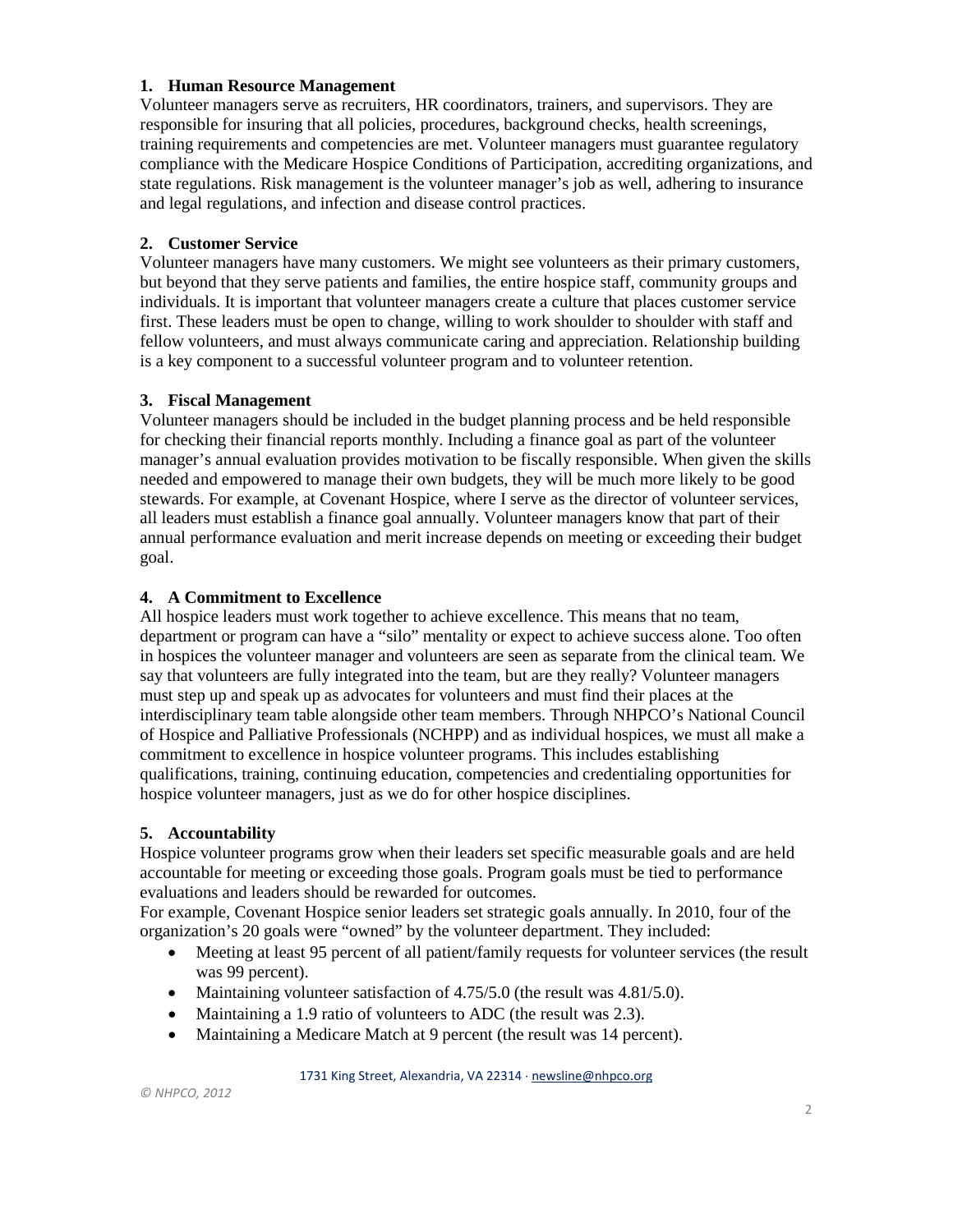**1. Human Resource Management**

Volunteer managers serve as recruiters, HR coordinators, trainers, and supervisors. They are responsible for insuring that all policies, procedures, background checks, health screenings, training requirements and competencies are met. Volunteer managers must guarantee regulatory compliance with the Medicare Hospice Conditions of Participation, accrediting organizations, and state regulations. Risk management is the volunteer manager's job as well, adhering to insurance and legal regulations, and infection and disease control practices.

**2. Customer Service**

Volunteer managers have many customers. We might see volunteers as their primary customers, but beyond that they serve patients and families, the entire hospice staff, community groups and individuals. It is important that volunteer managers create a culture that places customer service first. These leaders must be open to change, willing to work shoulder to shoulder with staff and fellow volunteers, and must always communicate caring and appreciation. Relationship building is a key component to a successful volunteer program and to volunteer retention.

**3. Fiscal Management**

Volunteer managers should be included in the budget planning process and be held responsible for checking their financial reports monthly. Including a finance goal as part of the volunteer manager's annual evaluation provides motivation to be fiscally responsible. When given the skills needed and empowered to manage their own budgets, they will be much more likely to be good stewards. For example, at Covenant Hospice, where I serve as the director of volunteer services, all leaders must establish a finance goal annually. Volunteer managers know that part of their annual performance evaluation and merit increase depends on meeting or exceeding their budget goal.

**4. A Commitment to Excellence**

All hospice leaders must work together to achieve excellence. This means that no team, department or program can have a "silo" mentality or expect to achieve success alone. Too often in hospices the volunteer manager and volunteers are seen as separate from the clinical team. We say that volunteers are fully integrated into the team, but are they really? Volunteer managers must step up and speak up as advocates for volunteers and must find their places at the interdisciplinary team table alongside other team members. Through NHPCO's National Council of Hospice and Palliative Professionals (NCHPP) and as individual hospices, we must all make a commitment to excellence in hospice volunteer programs. This includes establishing qualifications, training, continuing education, competencies and credentialing opportunities for hospice volunteer managers, just as we do for other hospice disciplines.

**5. Accountability**

Hospice volunteer programs grow when their leaders set specific measurable goals and are held accountable for meeting or exceeding those goals. Program goals must be tied to performance evaluations and leaders should be rewarded for outcomes.

For example, Covenant Hospice senior leaders set strategic goals annually. In 2010, four of the organization's 20 goals were "owned" by the volunteer department. They included:

- Meeting at least 95 percent of all patient/family requests for volunteer services (the result was 99 percent).
- Maintaining volunteer satisfaction of 4.75/5.0 (the result was 4.81/5.0).
- Maintaining a 1.9 ratio of volunteers to ADC (the result was 2.3).
- Maintaining a Medicare Match at 9 percent (the result was 14 percent).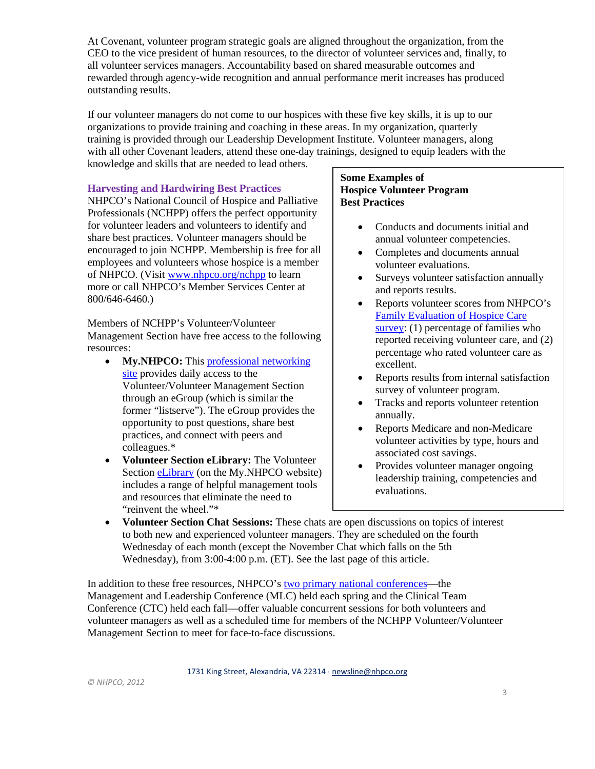At Covenant, volunteer program strategic goals are aligned throughout the organization, from the CEO to the vice president of human resources, to the director of volunteer services and, finally, to all volunteer services managers. Accountability based on shared measurable outcomes and rewarded through agency-wide recognition and annual performance merit increases has produced outstanding results.

If our volunteer managers do not come to our hospices with these five key skills, it is up to our organizations to provide training and coaching in these areas. In my organization, quarterly training is provided through our Leadership Development Institute. Volunteer managers, along with all other Covenant leaders, attend these one-day trainings, designed to equip leaders with the knowledge and skills that are needed to lead others.

### Harvesting and Hardwiring Best Practices

NHPCO's National Council of Hospice and Palliative Professionals (NCHPP) offers the perfect opportunity for volunteer leaders and volunteers to identify and share best practices. Volunteer managers should be encouraged to join NCHPP. Membership is free for all employees and volunteers whose hospice is a member of NHPCO. (Visit www.nhpco.org/nchpp to learn more or call NHPCO's Member Services Center at 800/646-6460.)

Members of NCHPP's Volunteer/Volunteer Management Section have free access to the following resources:

- **My.NHPCO:** This professional networking site provides daily access to the Volunteer/Volunteer Management Section through an eGroup (which is similar the former "listserve"). The eGroup provides the opportunity to post questions, share best practices, and connect with peers and colleagues.*
- **Volunteer Section eLibrary:** The Volunteer Section eLibrary (on the My.NHPCO website) includes a range of helpful management tools and resources that eliminate the need to "reinvent the wheel."*
- **Volunteer Section Chat Sessions:** These chats are open discussions on topics of interest to both new and experienced volunteer managers. They are scheduled on the fourth Wednesday of each month (except the November Chat which falls on the 5th Wednesday), from 3:00-4:00 p.m. (ET). See the last page of this article.

In addition to these free resources, NHPCO's two primary national conferences—the Management and Leadership Conference (MLC) held each spring and the Clinical Team Conference (CTC) held each fall—offer valuable concurrent sessions for both volunteers and volunteer managers as well as a scheduled time for members of the NCHPP Volunteer/Volunteer Management Section to meet for face-to-face discussions.

**Some Examples of Hospice Volunteer Program Best Practices**

- Conducts and documents initial and annual volunteer competencies.
- Completes and documents annual volunteer evaluations.
- Surveys volunteer satisfaction annually and reports results.
- Reports volunteer scores from NHPCO's Family Evaluation of Hospice Care survey: (1) percentage of families who reported receiving volunteer care, and (2) percentage who rated volunteer care as excellent.
- Reports results from internal satisfaction survey of volunteer program.
- Tracks and reports volunteer retention annually.
- Reports Medicare and non-Medicare volunteer activities by type, hours and associated cost savings.
- Provides volunteer manager ongoing leadership training, competencies and evaluations.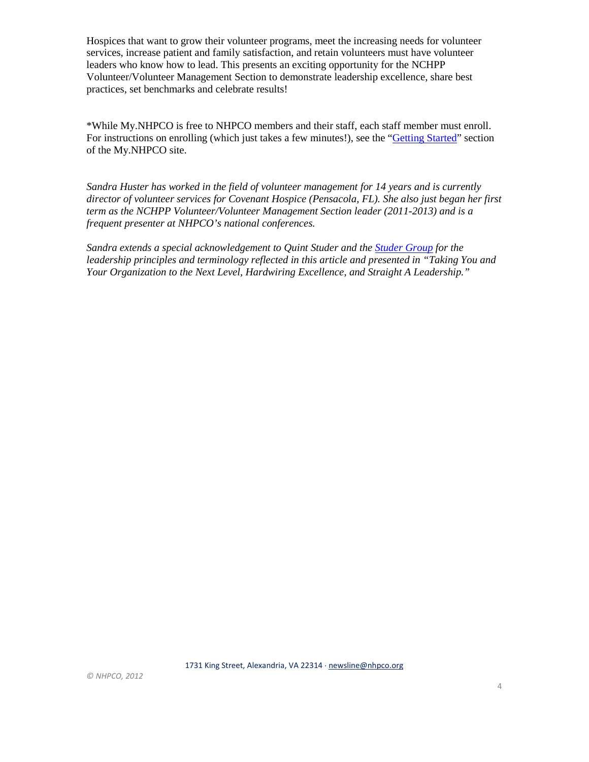Hospices that want to grow their volunteer programs, meet the increasing needs for volunteer services, increase patient and family satisfaction, and retain volunteers must have volunteer leaders who know how to lead. This presents an exciting opportunity for the NCHPP Volunteer/Volunteer Management Section to demonstrate leadership excellence, share best practices, set benchmarks and celebrate results!

*While My.NHPCO is free to NHPCO members and their staff, each staff member must enroll. For instructions on enrolling (which just takes a few minutes!), see the "Getting Started" section of the My.NHPCO site.

*Sandra Huster has worked in the field of volunteer management for 14 years and is currently director of volunteer services for Covenant Hospice (Pensacola, FL). She also just began her first term as the NCHPP Volunteer/Volunteer Management Section leader (2011-2013) and is a frequent presenter at NHPCO's national conferences.*

*Sandra extends a special acknowledgement to Quint Studer and the Studer Group for the leadership principles and terminology reflected in this article and presented in "Taking You and Your Organization to the Next Level, Hardwiring Excellence, and Straight A Leadership."*

1731 King Street, Alexandria, VA 22314 · newsline@nhpco.org

*© NHPCO, 2012*